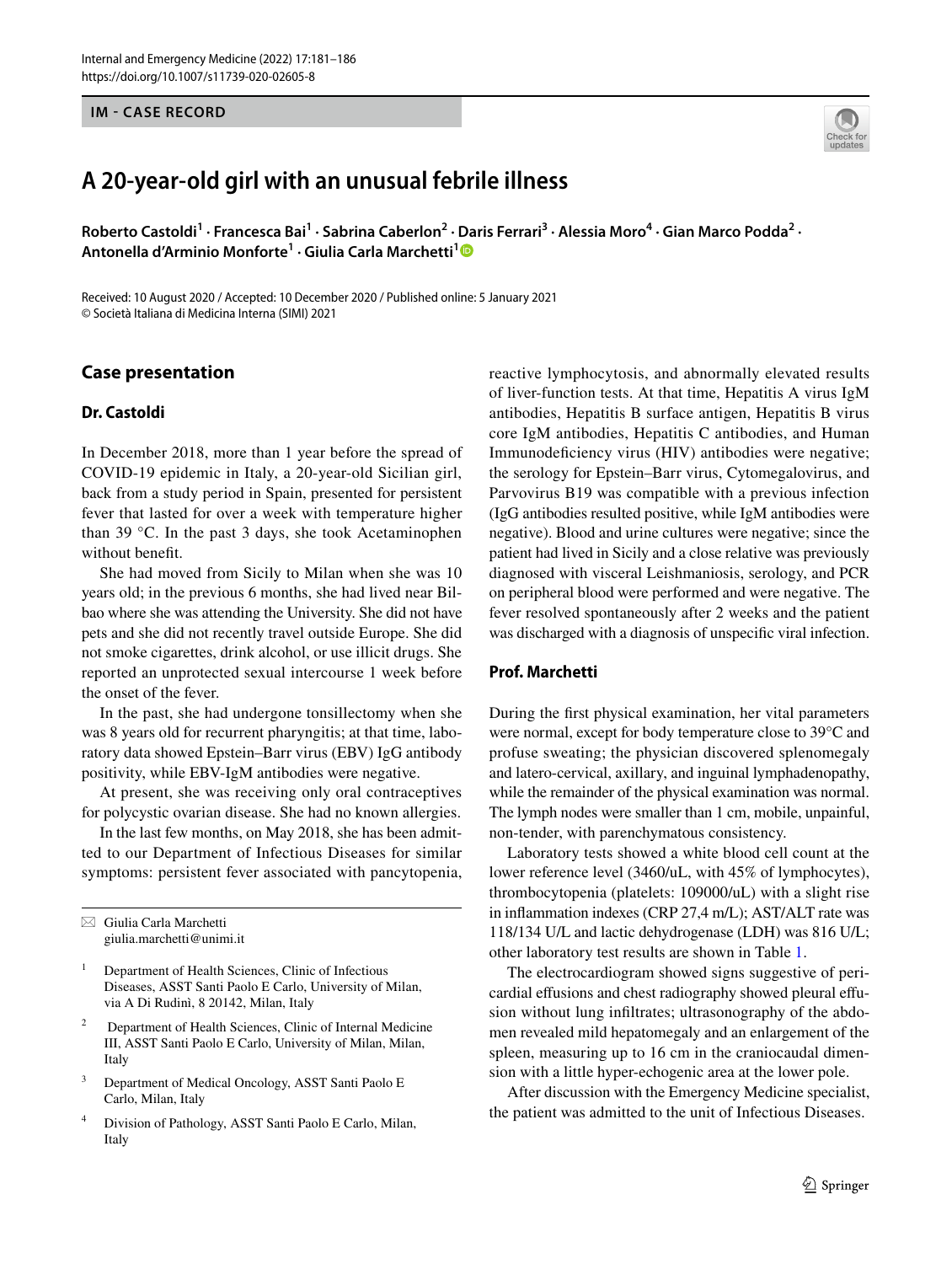**IM - CASE RECORD**

# A 20-year-old girl with an unusual febrile illness

**Roberto Castoldi[1] · Francesca Bai[1] · Sabrina Caberlon[2] · Daris Ferrari[3] · Alessia Moro[4] · Gian Marco Podda[2] · Antonella d'Arminio Monforte[1] · Giulia Carla Marchetti[1]**

Received: 10 August 2020 / Accepted: 10 December 2020 / Published online: 5 January 2021
© Società Italiana di Medicina Interna (SIMI) 2021

## Case presentation

### Dr. Castoldi

In December 2018, more than 1 year before the spread of COVID-19 epidemic in Italy, a 20-year-old Sicilian girl, back from a study period in Spain, presented for persistent fever that lasted for over a week with temperature higher than 39 °C. In the past 3 days, she took Acetaminophen without benefit.

She had moved from Sicily to Milan when she was 10 years old; in the previous 6 months, she had lived near Bilbao where she was attending the University. She did not have pets and she did not recently travel outside Europe. She did not smoke cigarettes, drink alcohol, or use illicit drugs. She reported an unprotected sexual intercourse 1 week before the onset of the fever.

In the past, she had undergone tonsillectomy when she was 8 years old for recurrent pharyngitis; at that time, laboratory data showed Epstein–Barr virus (EBV) IgG antibody positivity, while EBV-IgM antibodies were negative.

At present, she was receiving only oral contraceptives for polycystic ovarian disease. She had no known allergies.

In the last few months, on May 2018, she has been admitted to our Department of Infectious Diseases for similar symptoms: persistent fever associated with pancytopenia, reactive lymphocytosis, and abnormally elevated results of liver-function tests. At that time, Hepatitis A virus IgM antibodies, Hepatitis B surface antigen, Hepatitis B virus core IgM antibodies, Hepatitis C antibodies, and Human Immunodeficiency virus (HIV) antibodies were negative; the serology for Epstein–Barr virus, Cytomegalovirus, and Parvovirus B19 was compatible with a previous infection (IgG antibodies resulted positive, while IgM antibodies were negative). Blood and urine cultures were negative; since the patient had lived in Sicily and a close relative was previously diagnosed with visceral Leishmaniosis, serology, and PCR on peripheral blood were performed and were negative. The fever resolved spontaneously after 2 weeks and the patient was discharged with a diagnosis of unspecific viral infection.

### Prof. Marchetti

During the first physical examination, her vital parameters were normal, except for body temperature close to 39°C and profuse sweating; the physician discovered splenomegaly and latero-cervical, axillary, and inguinal lymphadenopathy, while the remainder of the physical examination was normal. The lymph nodes were smaller than 1 cm, mobile, unpainful, non-tender, with parenchymatous consistency.

Laboratory tests showed a white blood cell count at the lower reference level (3460/uL, with 45% of lymphocytes), thrombocytopenia (platelets: 109000/uL) with a slight rise in inflammation indexes (CRP 27,4 m/L); AST/ALT rate was 118/134 U/L and lactic dehydrogenase (LDH) was 816 U/L; other laboratory test results are shown in Table 1.

The electrocardiogram showed signs suggestive of pericardial effusions and chest radiography showed pleural effusion without lung infiltrates; ultrasonography of the abdomen revealed mild hepatomegaly and an enlargement of the spleen, measuring up to 16 cm in the craniocaudal dimension with a little hyper-echogenic area at the lower pole.

After discussion with the Emergency Medicine specialist, the patient was admitted to the unit of Infectious Diseases.

---

✉ Giulia Carla Marchetti
giulia.marchetti@unimi.it

[1] Department of Health Sciences, Clinic of Infectious Diseases, ASST Santi Paolo E Carlo, University of Milan, via A Di Rudinì, 8 20142, Milan, Italy

[2] Department of Health Sciences, Clinic of Internal Medicine III, ASST Santi Paolo E Carlo, University of Milan, Milan, Italy

[3] Department of Medical Oncology, ASST Santi Paolo E Carlo, Milan, Italy

[4] Division of Pathology, ASST Santi Paolo E Carlo, Milan, Italy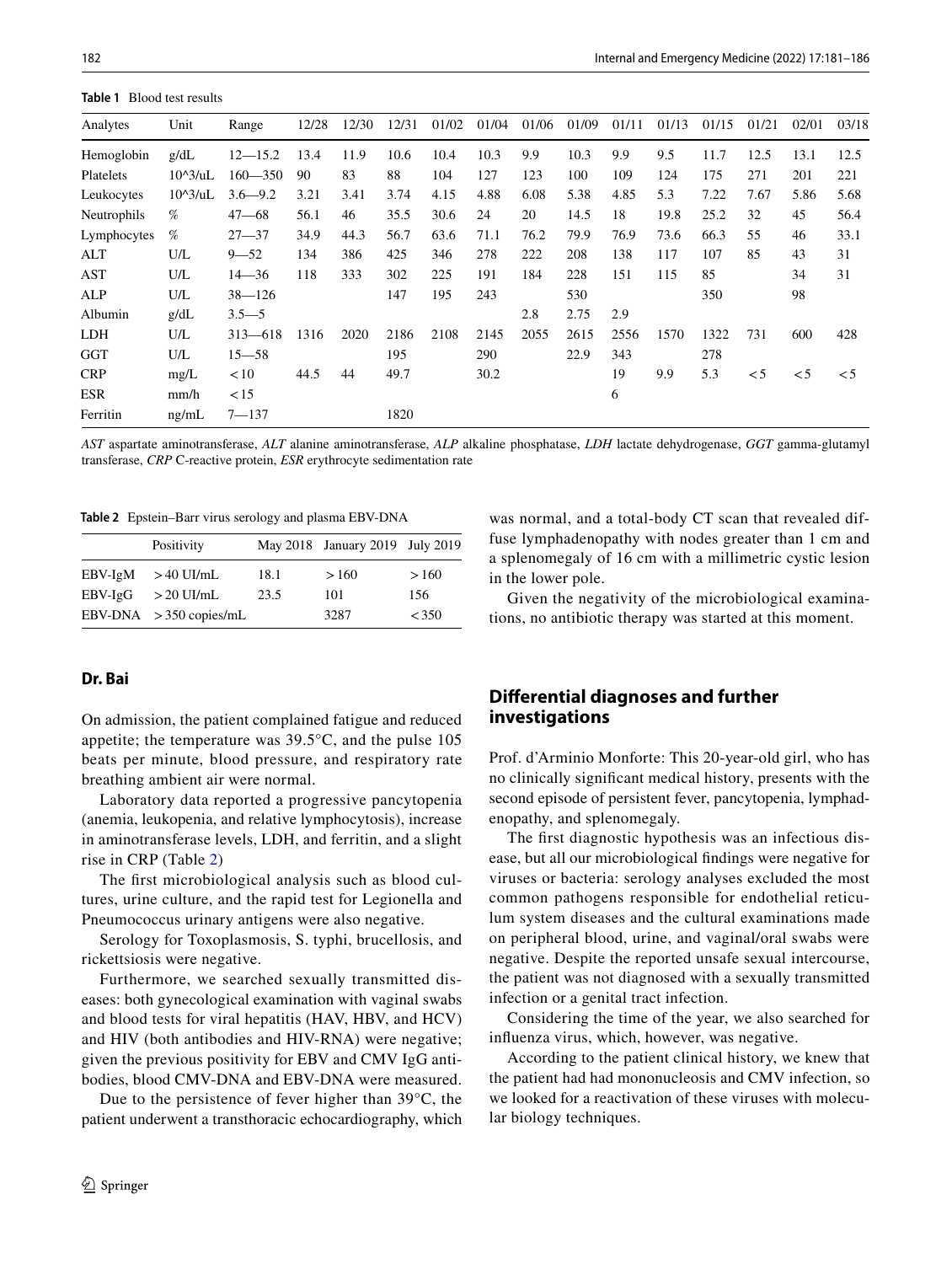**Table 1** Blood test results

| Analytes | Unit | Range | 12/28 | 12/30 | 12/31 | 01/02 | 01/04 | 01/06 | 01/09 | 01/11 | 01/13 | 01/15 | 01/21 | 02/01 | 03/18 |
|---|---|---|---|---|---|---|---|---|---|---|---|---|---|---|---|
| Hemoglobin | g/dL | 12—15.2 | 13.4 | 11.9 | 10.6 | 10.4 | 10.3 | 9.9 | 10.3 | 9.9 | 9.5 | 11.7 | 12.5 | 13.1 | 12.5 |
| Platelets | 10^3/uL | 160—350 | 90 | 83 | 88 | 104 | 127 | 123 | 100 | 109 | 124 | 175 | 271 | 201 | 221 |
| Leukocytes | 10^3/uL | 3.6—9.2 | 3.21 | 3.41 | 3.74 | 4.15 | 4.88 | 6.08 | 5.38 | 4.85 | 5.3 | 7.22 | 7.67 | 5.86 | 5.68 |
| Neutrophils | % | 47—68 | 56.1 | 46 | 35.5 | 30.6 | 24 | 20 | 14.5 | 18 | 19.8 | 25.2 | 32 | 45 | 56.4 |
| Lymphocytes | % | 27—37 | 34.9 | 44.3 | 56.7 | 63.6 | 71.1 | 76.2 | 79.9 | 76.9 | 73.6 | 66.3 | 55 | 46 | 33.1 |
| ALT | U/L | 9—52 | 134 | 386 | 425 | 346 | 278 | 222 | 208 | 138 | 117 | 107 | 85 | 43 | 31 |
| AST | U/L | 14—36 | 118 | 333 | 302 | 225 | 191 | 184 | 228 | 151 | 115 | 85 | | 34 | 31 |
| ALP | U/L | 38—126 | | | 147 | 195 | 243 | | 530 | | | 350 | | 98 | |
| Albumin | g/dL | 3.5—5 | | | | | | 2.8 | 2.75 | 2.9 | | | | | |
| LDH | U/L | 313—618 | 1316 | 2020 | 2186 | 2108 | 2145 | 2055 | 2615 | 2556 | 1570 | 1322 | 731 | 600 | 428 |
| GGT | U/L | 15—58 | | | 195 | | 290 | | 22.9 | 343 | | 278 | | | |
| CRP | mg/L | <10 | 44.5 | 44 | 49.7 | | 30.2 | | | 19 | 9.9 | 5.3 | <5 | <5 | <5 |
| ESR | mm/h | <15 | | | | | | | | 6 | | | | | |
| Ferritin | ng/mL | 7—137 | | | 1820 | | | | | | | | | | |

*AST* aspartate aminotransferase, *ALT* alanine aminotransferase, *ALP* alkaline phosphatase, *LDH* lactate dehydrogenase, *GGT* gamma-glutamyl transferase, *CRP* C-reactive protein, *ESR* erythrocyte sedimentation rate

**Table 2** Epstein–Barr virus serology and plasma EBV-DNA

| | Positivity | May 2018 | January 2019 | July 2019 |
|---|---|---|---|---|
| EBV-IgM | >40 UI/mL | 18.1 | >160 | >160 |
| EBV-IgG | >20 UI/mL | 23.5 | 101 | 156 |
| EBV-DNA | >350 copies/mL | | 3287 | <350 |

### Dr. Bai

On admission, the patient complained fatigue and reduced appetite; the temperature was 39.5°C, and the pulse 105 beats per minute, blood pressure, and respiratory rate breathing ambient air were normal.

Laboratory data reported a progressive pancytopenia (anemia, leukopenia, and relative lymphocytosis), increase in aminotransferase levels, LDH, and ferritin, and a slight rise in CRP (Table 2)

The first microbiological analysis such as blood cultures, urine culture, and the rapid test for Legionella and Pneumococcus urinary antigens were also negative.

Serology for Toxoplasmosis, S. typhi, brucellosis, and rickettsiosis were negative.

Furthermore, we searched sexually transmitted diseases: both gynecological examination with vaginal swabs and blood tests for viral hepatitis (HAV, HBV, and HCV) and HIV (both antibodies and HIV-RNA) were negative; given the previous positivity for EBV and CMV IgG antibodies, blood CMV-DNA and EBV-DNA were measured.

Due to the persistence of fever higher than 39°C, the patient underwent a transthoracic echocardiography, which was normal, and a total-body CT scan that revealed diffuse lymphadenopathy with nodes greater than 1 cm and a splenomegaly of 16 cm with a millimetric cystic lesion in the lower pole.

Given the negativity of the microbiological examinations, no antibiotic therapy was started at this moment.

## Differential diagnoses and further investigations

Prof. d'Arminio Monforte: This 20-year-old girl, who has no clinically significant medical history, presents with the second episode of persistent fever, pancytopenia, lymphadenopathy, and splenomegaly.

The first diagnostic hypothesis was an infectious disease, but all our microbiological findings were negative for viruses or bacteria: serology analyses excluded the most common pathogens responsible for endothelial reticulum system diseases and the cultural examinations made on peripheral blood, urine, and vaginal/oral swabs were negative. Despite the reported unsafe sexual intercourse, the patient was not diagnosed with a sexually transmitted infection or a genital tract infection.

Considering the time of the year, we also searched for influenza virus, which, however, was negative.

According to the patient clinical history, we knew that the patient had had mononucleosis and CMV infection, so we looked for a reactivation of these viruses with molecular biology techniques.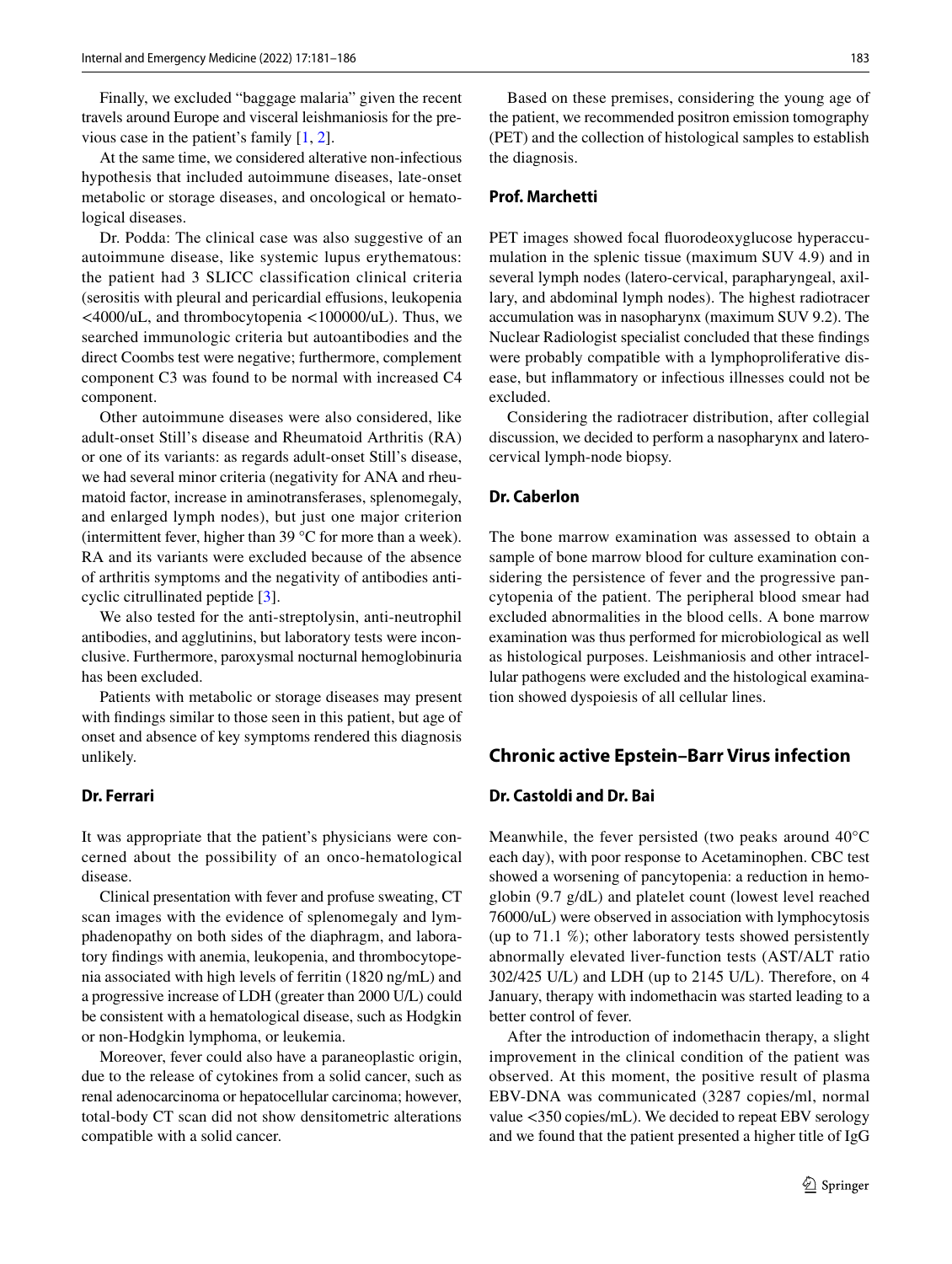Finally, we excluded "baggage malaria" given the recent travels around Europe and visceral leishmaniosis for the previous case in the patient's family [1, 2].

At the same time, we considered alterative non-infectious hypothesis that included autoimmune diseases, late-onset metabolic or storage diseases, and oncological or hematological diseases.

Dr. Podda: The clinical case was also suggestive of an autoimmune disease, like systemic lupus erythematous: the patient had 3 SLICC classification clinical criteria (serositis with pleural and pericardial effusions, leukopenia <4000/uL, and thrombocytopenia <100000/uL). Thus, we searched immunologic criteria but autoantibodies and the direct Coombs test were negative; furthermore, complement component C3 was found to be normal with increased C4 component.

Other autoimmune diseases were also considered, like adult-onset Still's disease and Rheumatoid Arthritis (RA) or one of its variants: as regards adult-onset Still's disease, we had several minor criteria (negativity for ANA and rheumatoid factor, increase in aminotransferases, splenomegaly, and enlarged lymph nodes), but just one major criterion (intermittent fever, higher than 39 °C for more than a week). RA and its variants were excluded because of the absence of arthritis symptoms and the negativity of antibodies anti-cyclic citrullinated peptide [3].

We also tested for the anti-streptolysin, anti-neutrophil antibodies, and agglutinins, but laboratory tests were inconclusive. Furthermore, paroxysmal nocturnal hemoglobinuria has been excluded.

Patients with metabolic or storage diseases may present with findings similar to those seen in this patient, but age of onset and absence of key symptoms rendered this diagnosis unlikely.

### Dr. Ferrari

It was appropriate that the patient's physicians were concerned about the possibility of an onco-hematological disease.

Clinical presentation with fever and profuse sweating, CT scan images with the evidence of splenomegaly and lymphadenopathy on both sides of the diaphragm, and laboratory findings with anemia, leukopenia, and thrombocytopenia associated with high levels of ferritin (1820 ng/mL) and a progressive increase of LDH (greater than 2000 U/L) could be consistent with a hematological disease, such as Hodgkin or non-Hodgkin lymphoma, or leukemia.

Moreover, fever could also have a paraneoplastic origin, due to the release of cytokines from a solid cancer, such as renal adenocarcinoma or hepatocellular carcinoma; however, total-body CT scan did not show densitometric alterations compatible with a solid cancer.

Based on these premises, considering the young age of the patient, we recommended positron emission tomography (PET) and the collection of histological samples to establish the diagnosis.

### Prof. Marchetti

PET images showed focal fluorodeoxyglucose hyperaccumulation in the splenic tissue (maximum SUV 4.9) and in several lymph nodes (latero-cervical, parapharyngeal, axillary, and abdominal lymph nodes). The highest radiotracer accumulation was in nasopharynx (maximum SUV 9.2). The Nuclear Radiologist specialist concluded that these findings were probably compatible with a lymphoproliferative disease, but inflammatory or infectious illnesses could not be excluded.

Considering the radiotracer distribution, after collegial discussion, we decided to perform a nasopharynx and latero-cervical lymph-node biopsy.

### Dr. Caberlon

The bone marrow examination was assessed to obtain a sample of bone marrow blood for culture examination considering the persistence of fever and the progressive pancytopenia of the patient. The peripheral blood smear had excluded abnormalities in the blood cells. A bone marrow examination was thus performed for microbiological as well as histological purposes. Leishmaniosis and other intracellular pathogens were excluded and the histological examination showed dyspoiesis of all cellular lines.

## Chronic active Epstein–Barr Virus infection

### Dr. Castoldi and Dr. Bai

Meanwhile, the fever persisted (two peaks around 40°C each day), with poor response to Acetaminophen. CBC test showed a worsening of pancytopenia: a reduction in hemoglobin (9.7 g/dL) and platelet count (lowest level reached 76000/uL) were observed in association with lymphocytosis (up to 71.1 %); other laboratory tests showed persistently abnormally elevated liver-function tests (AST/ALT ratio 302/425 U/L) and LDH (up to 2145 U/L). Therefore, on 4 January, therapy with indomethacin was started leading to a better control of fever.

After the introduction of indomethacin therapy, a slight improvement in the clinical condition of the patient was observed. At this moment, the positive result of plasma EBV-DNA was communicated (3287 copies/ml, normal value <350 copies/mL). We decided to repeat EBV serology and we found that the patient presented a higher title of IgG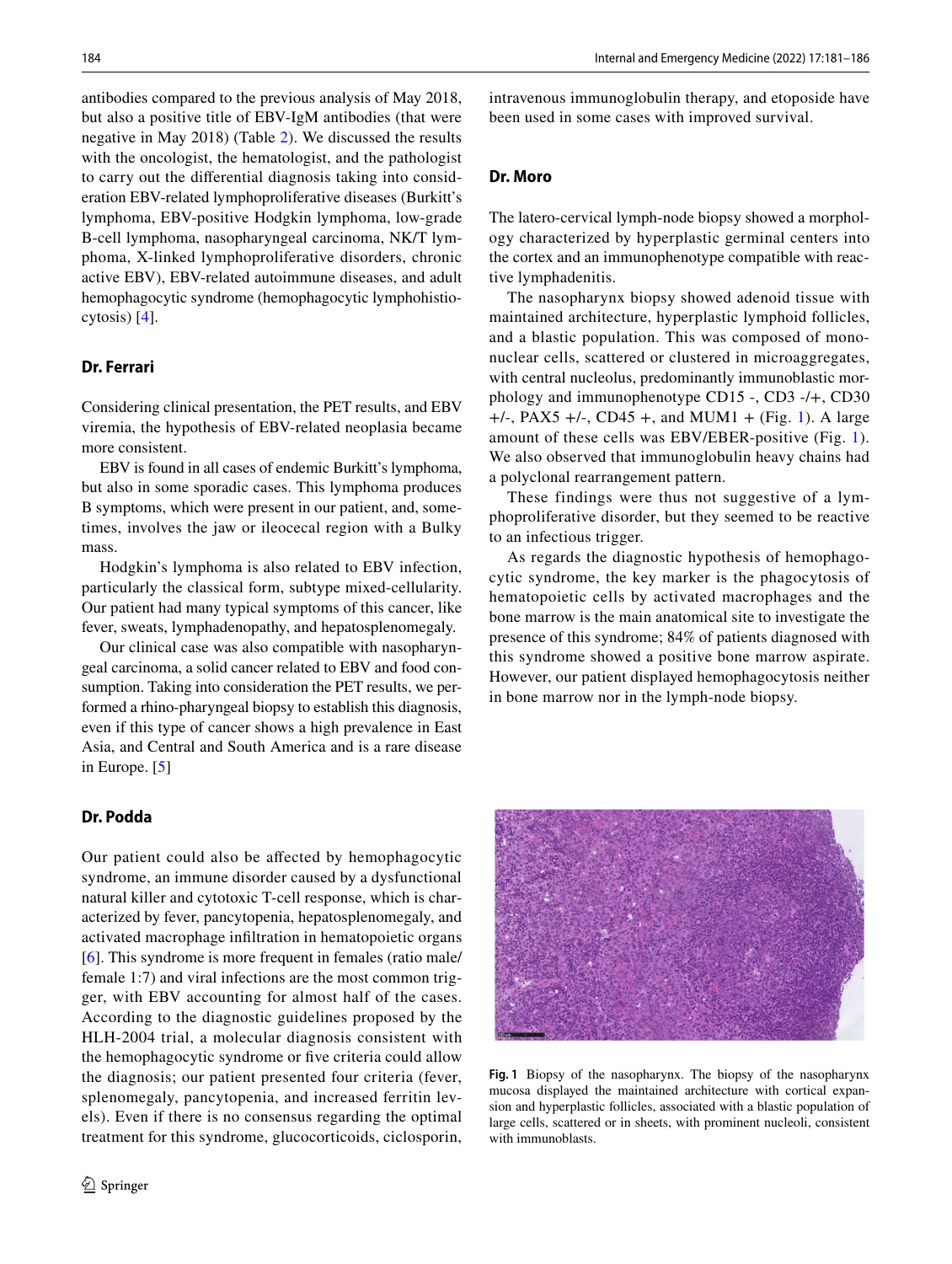antibodies compared to the previous analysis of May 2018, but also a positive title of EBV-IgM antibodies (that were negative in May 2018) (Table 2). We discussed the results with the oncologist, the hematologist, and the pathologist to carry out the differential diagnosis taking into consideration EBV-related lymphoproliferative diseases (Burkitt's lymphoma, EBV-positive Hodgkin lymphoma, low-grade B-cell lymphoma, nasopharyngeal carcinoma, NK/T lymphoma, X-linked lymphoproliferative disorders, chronic active EBV), EBV-related autoimmune diseases, and adult hemophagocytic syndrome (hemophagocytic lymphohistiocytosis) [4].

### Dr. Ferrari

Considering clinical presentation, the PET results, and EBV viremia, the hypothesis of EBV-related neoplasia became more consistent.

EBV is found in all cases of endemic Burkitt's lymphoma, but also in some sporadic cases. This lymphoma produces B symptoms, which were present in our patient, and, sometimes, involves the jaw or ileocecal region with a Bulky mass.

Hodgkin's lymphoma is also related to EBV infection, particularly the classical form, subtype mixed-cellularity. Our patient had many typical symptoms of this cancer, like fever, sweats, lymphadenopathy, and hepatosplenomegaly.

Our clinical case was also compatible with nasopharyngeal carcinoma, a solid cancer related to EBV and food consumption. Taking into consideration the PET results, we performed a rhino-pharyngeal biopsy to establish this diagnosis, even if this type of cancer shows a high prevalence in East Asia, and Central and South America and is a rare disease in Europe. [5]

### Dr. Podda

Our patient could also be affected by hemophagocytic syndrome, an immune disorder caused by a dysfunctional natural killer and cytotoxic T-cell response, which is characterized by fever, pancytopenia, hepatosplenomegaly, and activated macrophage infiltration in hematopoietic organs [6]. This syndrome is more frequent in females (ratio male/female 1:7) and viral infections are the most common trigger, with EBV accounting for almost half of the cases. According to the diagnostic guidelines proposed by the HLH-2004 trial, a molecular diagnosis consistent with the hemophagocytic syndrome or five criteria could allow the diagnosis; our patient presented four criteria (fever, splenomegaly, pancytopenia, and increased ferritin levels). Even if there is no consensus regarding the optimal treatment for this syndrome, glucocorticoids, ciclosporin, intravenous immunoglobulin therapy, and etoposide have been used in some cases with improved survival.

### Dr. Moro

The latero-cervical lymph-node biopsy showed a morphology characterized by hyperplastic germinal centers into the cortex and an immunophenotype compatible with reactive lymphadenitis.

The nasopharynx biopsy showed adenoid tissue with maintained architecture, hyperplastic lymphoid follicles, and a blastic population. This was composed of mononuclear cells, scattered or clustered in microaggregates, with central nucleolus, predominantly immunoblastic morphology and immunophenotype CD15 -, CD3 -/+, CD30 +/-, PAX5 +/-, CD45 +, and MUM1 + (Fig. 1). A large amount of these cells was EBV/EBER-positive (Fig. 1). We also observed that immunoglobulin heavy chains had a polyclonal rearrangement pattern.

These findings were thus not suggestive of a lymphoproliferative disorder, but they seemed to be reactive to an infectious trigger.

As regards the diagnostic hypothesis of hemophagocytic syndrome, the key marker is the phagocytosis of hematopoietic cells by activated macrophages and the bone marrow is the main anatomical site to investigate the presence of this syndrome; 84% of patients diagnosed with this syndrome showed a positive bone marrow aspirate. However, our patient displayed hemophagocytosis neither in bone marrow nor in the lymph-node biopsy.

**Fig. 1** Biopsy of the nasopharynx. The biopsy of the nasopharynx mucosa displayed the maintained architecture with cortical expansion and hyperplastic follicles, associated with a blastic population of large cells, scattered or in sheets, with prominent nucleoli, consistent with immunoblasts.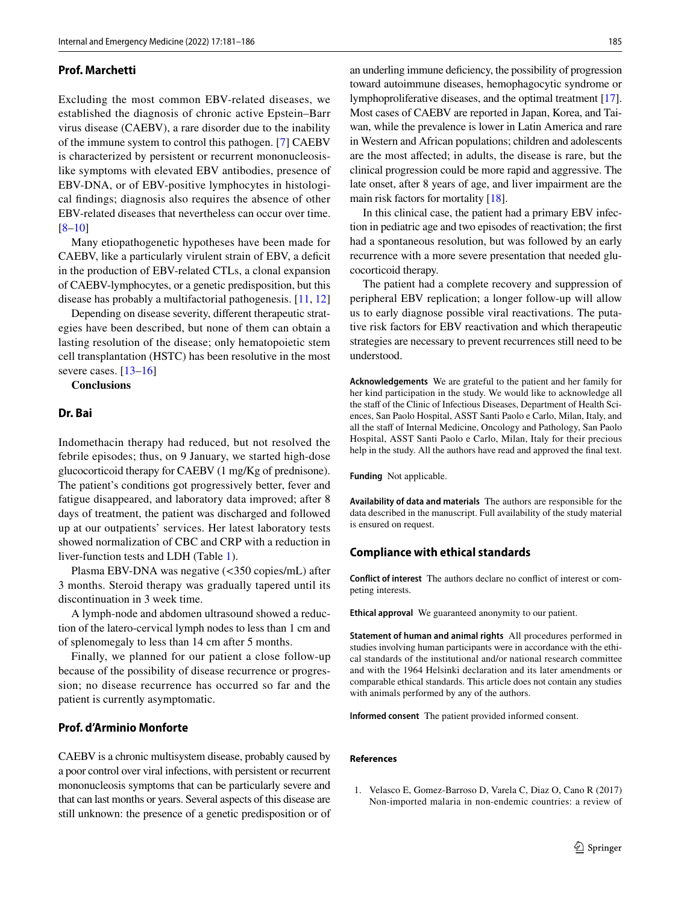## Prof. Marchetti

Excluding the most common EBV-related diseases, we established the diagnosis of chronic active Epstein–Barr virus disease (CAEBV), a rare disorder due to the inability of the immune system to control this pathogen. [7] CAEBV is characterized by persistent or recurrent mononucleosis-like symptoms with elevated EBV antibodies, presence of EBV-DNA, or of EBV-positive lymphocytes in histological findings; diagnosis also requires the absence of other EBV-related diseases that nevertheless can occur over time. [8–10]

Many etiopathogenetic hypotheses have been made for CAEBV, like a particularly virulent strain of EBV, a deficit in the production of EBV-related CTLs, a clonal expansion of CAEBV-lymphocytes, or a genetic predisposition, but this disease has probably a multifactorial pathogenesis. [11, 12]

Depending on disease severity, different therapeutic strategies have been described, but none of them can obtain a lasting resolution of the disease; only hematopoietic stem cell transplantation (HSTC) has been resolutive in the most severe cases. [13–16]

**Conclusions**

## Dr. Bai

Indomethacin therapy had reduced, but not resolved the febrile episodes; thus, on 9 January, we started high-dose glucocorticoid therapy for CAEBV (1 mg/Kg of prednisone). The patient's conditions got progressively better, fever and fatigue disappeared, and laboratory data improved; after 8 days of treatment, the patient was discharged and followed up at our outpatients' services. Her latest laboratory tests showed normalization of CBC and CRP with a reduction in liver-function tests and LDH (Table 1).

Plasma EBV-DNA was negative (<350 copies/mL) after 3 months. Steroid therapy was gradually tapered until its discontinuation in 3 week time.

A lymph-node and abdomen ultrasound showed a reduction of the latero-cervical lymph nodes to less than 1 cm and of splenomegaly to less than 14 cm after 5 months.

Finally, we planned for our patient a close follow-up because of the possibility of disease recurrence or progression; no disease recurrence has occurred so far and the patient is currently asymptomatic.

## Prof. d'Arminio Monforte

CAEBV is a chronic multisystem disease, probably caused by a poor control over viral infections, with persistent or recurrent mononucleosis symptoms that can be particularly severe and that can last months or years. Several aspects of this disease are still unknown: the presence of a genetic predisposition or of an underling immune deficiency, the possibility of progression toward autoimmune diseases, hemophagocytic syndrome or lymphoproliferative diseases, and the optimal treatment [17]. Most cases of CAEBV are reported in Japan, Korea, and Taiwan, while the prevalence is lower in Latin America and rare in Western and African populations; children and adolescents are the most affected; in adults, the disease is rare, but the clinical progression could be more rapid and aggressive. The late onset, after 8 years of age, and liver impairment are the main risk factors for mortality [18].

In this clinical case, the patient had a primary EBV infection in pediatric age and two episodes of reactivation; the first had a spontaneous resolution, but was followed by an early recurrence with a more severe presentation that needed glucocorticoid therapy.

The patient had a complete recovery and suppression of peripheral EBV replication; a longer follow-up will allow us to early diagnose possible viral reactivations. The putative risk factors for EBV reactivation and which therapeutic strategies are necessary to prevent recurrences still need to be understood.

**Acknowledgements** We are grateful to the patient and her family for her kind participation in the study. We would like to acknowledge all the staff of the Clinic of Infectious Diseases, Department of Health Sciences, San Paolo Hospital, ASST Santi Paolo e Carlo, Milan, Italy, and all the staff of Internal Medicine, Oncology and Pathology, San Paolo Hospital, ASST Santi Paolo e Carlo, Milan, Italy for their precious help in the study. All the authors have read and approved the final text.

**Funding** Not applicable.

**Availability of data and materials** The authors are responsible for the data described in the manuscript. Full availability of the study material is ensured on request.

## Compliance with ethical standards

**Conflict of interest** The authors declare no conflict of interest or competing interests.

**Ethical approval** We guaranteed anonymity to our patient.

**Statement of human and animal rights** All procedures performed in studies involving human participants were in accordance with the ethical standards of the institutional and/or national research committee and with the 1964 Helsinki declaration and its later amendments or comparable ethical standards. This article does not contain any studies with animals performed by any of the authors.

**Informed consent** The patient provided informed consent.

## References

1. Velasco E, Gomez-Barroso D, Varela C, Diaz O, Cano R (2017) Non-imported malaria in non-endemic countries: a review of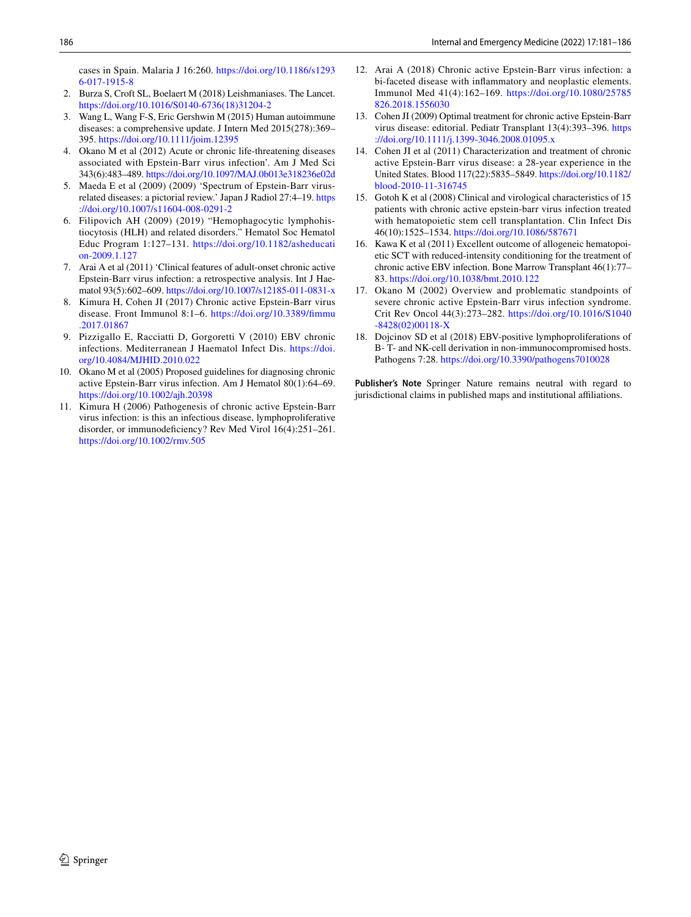cases in Spain. Malaria J 16:260. https://doi.org/10.1186/s12936-017-1915-8

2. Burza S, Croft SL, Boelaert M (2018) Leishmaniases. The Lancet. https://doi.org/10.1016/S0140-6736(18)31204-2
3. Wang L, Wang F-S, Eric Gershwin M (2015) Human autoimmune diseases: a comprehensive update. J Intern Med 2015(278):369–395. https://doi.org/10.1111/joim.12395
4. Okano M et al (2012) Acute or chronic life-threatening diseases associated with Epstein-Barr virus infection'. Am J Med Sci 343(6):483–489. https://doi.org/10.1097/MAJ.0b013e318236e02d
5. Maeda E et al (2009) (2009) 'Spectrum of Epstein-Barr virus-related diseases: a pictorial review.' Japan J Radiol 27:4–19. https://doi.org/10.1007/s11604-008-0291-2
6. Filipovich AH (2009) (2019) "Hemophagocytic lymphohistiocytosis (HLH) and related disorders." Hematol Soc Hematol Educ Program 1:127–131. https://doi.org/10.1182/asheducation-2009.1.127
7. Arai A et al (2011) 'Clinical features of adult-onset chronic active Epstein-Barr virus infection: a retrospective analysis. Int J Haematol 93(5):602–609. https://doi.org/10.1007/s12185-011-0831-x
8. Kimura H, Cohen JI (2017) Chronic active Epstein-Barr virus disease. Front Immunol 8:1–6. https://doi.org/10.3389/fimmu.2017.01867
9. Pizzigallo E, Racciatti D, Gorgoretti V (2010) EBV chronic infections. Mediterranean J Haematol Infect Dis. https://doi.org/10.4084/MJHID.2010.022
10. Okano M et al (2005) Proposed guidelines for diagnosing chronic active Epstein-Barr virus infection. Am J Hematol 80(1):64–69. https://doi.org/10.1002/ajh.20398
11. Kimura H (2006) Pathogenesis of chronic active Epstein-Barr virus infection: is this an infectious disease, lymphoproliferative disorder, or immunodeficiency? Rev Med Virol 16(4):251–261. https://doi.org/10.1002/rmv.505
12. Arai A (2018) Chronic active Epstein-Barr virus infection: a bi-faceted disease with inflammatory and neoplastic elements. Immunol Med 41(4):162–169. https://doi.org/10.1080/25785826.2018.1556030
13. Cohen JI (2009) Optimal treatment for chronic active Epstein-Barr virus disease: editorial. Pediatr Transplant 13(4):393–396. https://doi.org/10.1111/j.1399-3046.2008.01095.x
14. Cohen JI et al (2011) Characterization and treatment of chronic active Epstein-Barr virus disease: a 28-year experience in the United States. Blood 117(22):5835–5849. https://doi.org/10.1182/blood-2010-11-316745
15. Gotoh K et al (2008) Clinical and virological characteristics of 15 patients with chronic active epstein-barr virus infection treated with hematopoietic stem cell transplantation. Clin Infect Dis 46(10):1525–1534. https://doi.org/10.1086/587671
16. Kawa K et al (2011) Excellent outcome of allogeneic hematopoietic SCT with reduced-intensity conditioning for the treatment of chronic active EBV infection. Bone Marrow Transplant 46(1):77–83. https://doi.org/10.1038/bmt.2010.122
17. Okano M (2002) Overview and problematic standpoints of severe chronic active Epstein-Barr virus infection syndrome. Crit Rev Oncol 44(3):273–282. https://doi.org/10.1016/S1040-8428(02)00118-X
18. Dojcinov SD et al (2018) EBV-positive lymphoproliferations of B- T- and NK-cell derivation in non-immunocompromised hosts. Pathogens 7:28. https://doi.org/10.3390/pathogens7010028

**Publisher's Note** Springer Nature remains neutral with regard to jurisdictional claims in published maps and institutional affiliations.